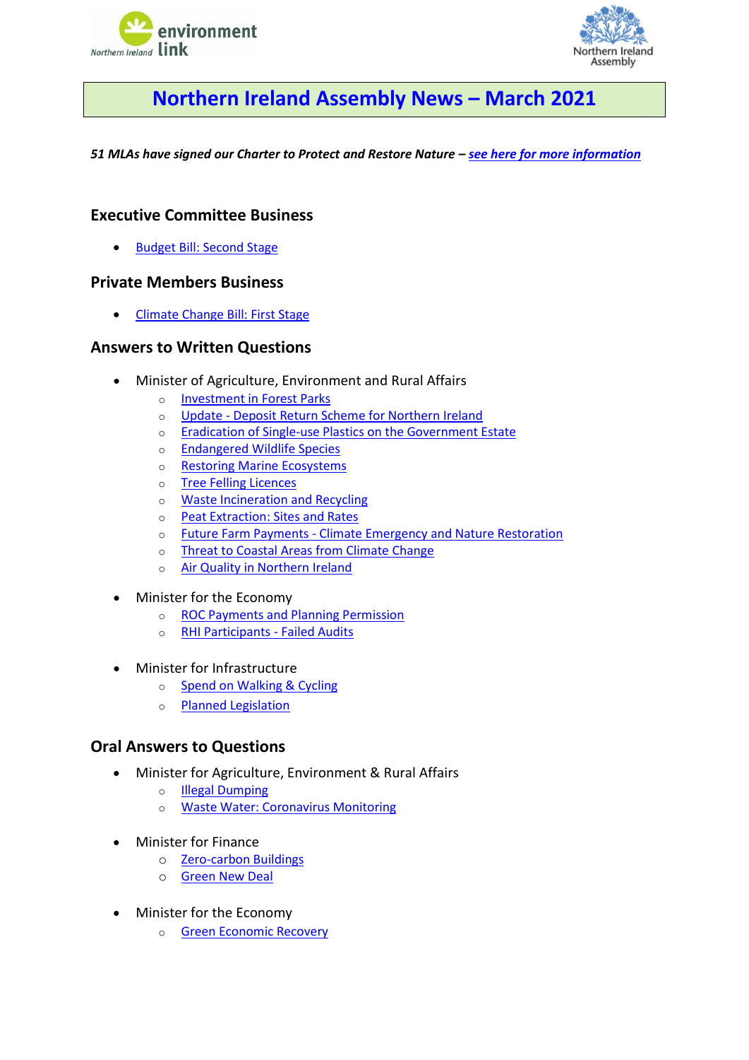# Northern Ireland Assembly News – March 2021

***51 MLAs have signed our Charter to Protect and Restore Nature – see here for more information***

## Executive Committee Business

- Budget Bill: Second Stage

## Private Members Business

- Climate Change Bill: First Stage

## Answers to Written Questions

- Minister of Agriculture, Environment and Rural Affairs
  - Investment in Forest Parks
  - Update - Deposit Return Scheme for Northern Ireland
  - Eradication of Single-use Plastics on the Government Estate
  - Endangered Wildlife Species
  - Restoring Marine Ecosystems
  - Tree Felling Licences
  - Waste Incineration and Recycling
  - Peat Extraction: Sites and Rates
  - Future Farm Payments - Climate Emergency and Nature Restoration
  - Threat to Coastal Areas from Climate Change
  - Air Quality in Northern Ireland

- Minister for the Economy
  - ROC Payments and Planning Permission
  - RHI Participants - Failed Audits

- Minister for Infrastructure
  - Spend on Walking & Cycling
  - Planned Legislation

## Oral Answers to Questions

- Minister for Agriculture, Environment & Rural Affairs
  - Illegal Dumping
  - Waste Water: Coronavirus Monitoring

- Minister for Finance
  - Zero-carbon Buildings
  - Green New Deal

- Minister for the Economy
  - Green Economic Recovery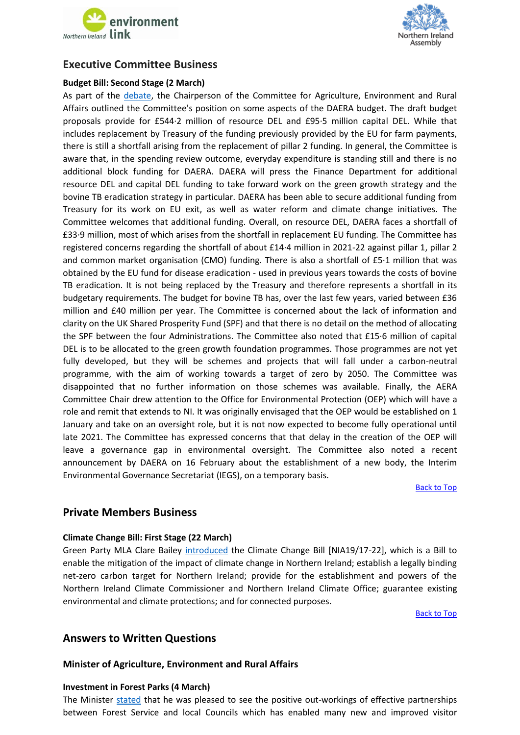## Executive Committee Business

### Budget Bill: Second Stage (2 March)

As part of the debate, the Chairperson of the Committee for Agriculture, Environment and Rural Affairs outlined the Committee's position on some aspects of the DAERA budget. The draft budget proposals provide for £544·2 million of resource DEL and £95·5 million capital DEL. While that includes replacement by Treasury of the funding previously provided by the EU for farm payments, there is still a shortfall arising from the replacement of pillar 2 funding. In general, the Committee is aware that, in the spending review outcome, everyday expenditure is standing still and there is no additional block funding for DAERA. DAERA will press the Finance Department for additional resource DEL and capital DEL funding to take forward work on the green growth strategy and the bovine TB eradication strategy in particular. DAERA has been able to secure additional funding from Treasury for its work on EU exit, as well as water reform and climate change initiatives. The Committee welcomes that additional funding. Overall, on resource DEL, DAERA faces a shortfall of £33·9 million, most of which arises from the shortfall in replacement EU funding. The Committee has registered concerns regarding the shortfall of about £14·4 million in 2021-22 against pillar 1, pillar 2 and common market organisation (CMO) funding. There is also a shortfall of £5·1 million that was obtained by the EU fund for disease eradication - used in previous years towards the costs of bovine TB eradication. It is not being replaced by the Treasury and therefore represents a shortfall in its budgetary requirements. The budget for bovine TB has, over the last few years, varied between £36 million and £40 million per year. The Committee is concerned about the lack of information and clarity on the UK Shared Prosperity Fund (SPF) and that there is no detail on the method of allocating the SPF between the four Administrations. The Committee also noted that £15·6 million of capital DEL is to be allocated to the green growth foundation programmes. Those programmes are not yet fully developed, but they will be schemes and projects that will fall under a carbon-neutral programme, with the aim of working towards a target of zero by 2050. The Committee was disappointed that no further information on those schemes was available. Finally, the AERA Committee Chair drew attention to the Office for Environmental Protection (OEP) which will have a role and remit that extends to NI. It was originally envisaged that the OEP would be established on 1 January and take on an oversight role, but it is not now expected to become fully operational until late 2021. The Committee has expressed concerns that that delay in the creation of the OEP will leave a governance gap in environmental oversight. The Committee also noted a recent announcement by DAERA on 16 February about the establishment of a new body, the Interim Environmental Governance Secretariat (IEGS), on a temporary basis.

Back to Top

## Private Members Business

### Climate Change Bill: First Stage (22 March)

Green Party MLA Clare Bailey introduced the Climate Change Bill [NIA19/17-22], which is a Bill to enable the mitigation of the impact of climate change in Northern Ireland; establish a legally binding net-zero carbon target for Northern Ireland; provide for the establishment and powers of the Northern Ireland Climate Commissioner and Northern Ireland Climate Office; guarantee existing environmental and climate protections; and for connected purposes.

Back to Top

## Answers to Written Questions

### Minister of Agriculture, Environment and Rural Affairs

### Investment in Forest Parks (4 March)

The Minister stated that he was pleased to see the positive out-workings of effective partnerships between Forest Service and local Councils which has enabled many new and improved visitor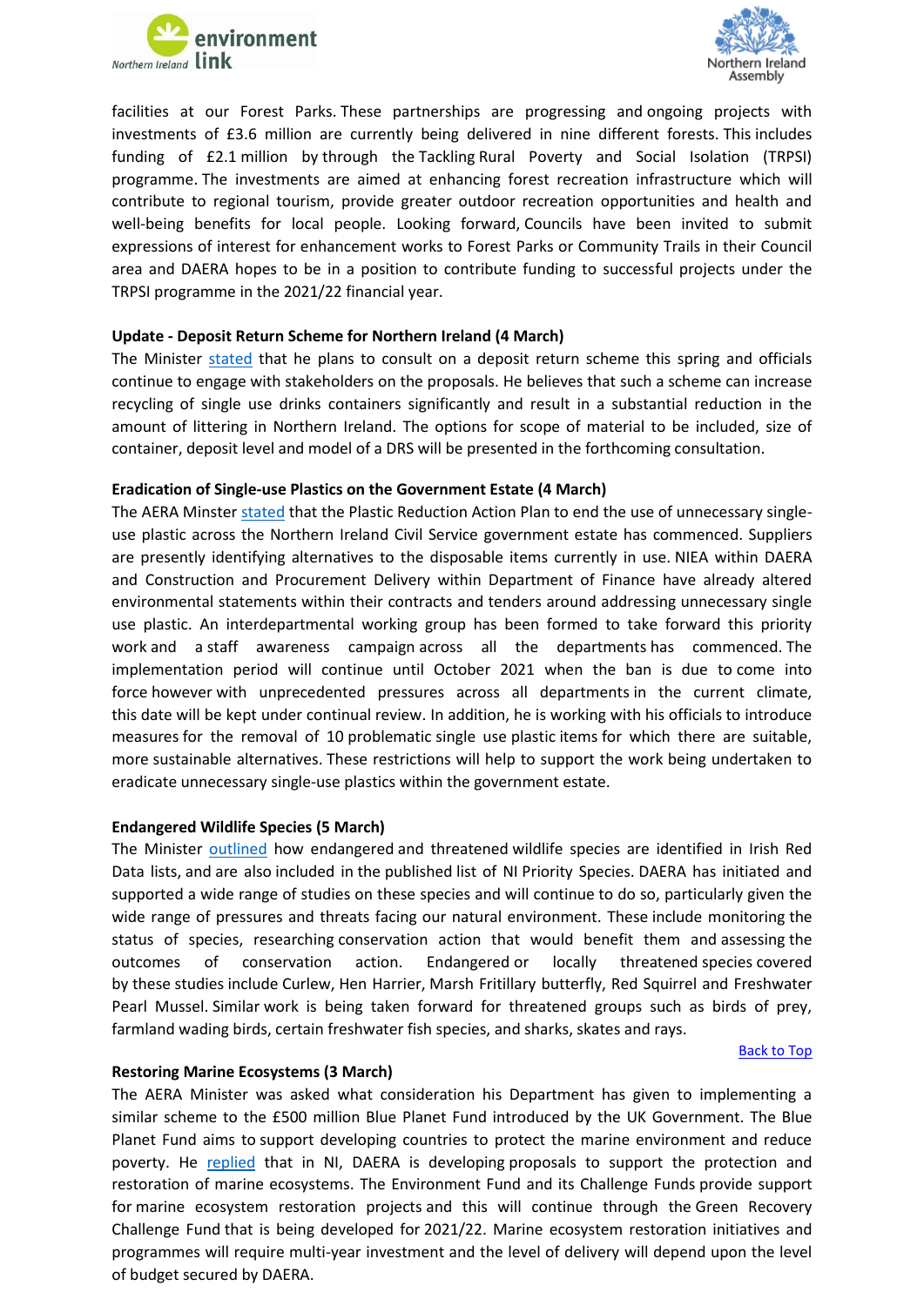facilities at our Forest Parks. These partnerships are progressing and ongoing projects with investments of £3.6 million are currently being delivered in nine different forests. This includes funding of £2.1 million by through the Tackling Rural Poverty and Social Isolation (TRPSI) programme. The investments are aimed at enhancing forest recreation infrastructure which will contribute to regional tourism, provide greater outdoor recreation opportunities and health and well-being benefits for local people. Looking forward, Councils have been invited to submit expressions of interest for enhancement works to Forest Parks or Community Trails in their Council area and DAERA hopes to be in a position to contribute funding to successful projects under the TRPSI programme in the 2021/22 financial year.

**Update - Deposit Return Scheme for Northern Ireland (4 March)**

The Minister stated that he plans to consult on a deposit return scheme this spring and officials continue to engage with stakeholders on the proposals. He believes that such a scheme can increase recycling of single use drinks containers significantly and result in a substantial reduction in the amount of littering in Northern Ireland. The options for scope of material to be included, size of container, deposit level and model of a DRS will be presented in the forthcoming consultation.

**Eradication of Single-use Plastics on the Government Estate (4 March)**

The AERA Minster stated that the Plastic Reduction Action Plan to end the use of unnecessary single-use plastic across the Northern Ireland Civil Service government estate has commenced. Suppliers are presently identifying alternatives to the disposable items currently in use. NIEA within DAERA and Construction and Procurement Delivery within Department of Finance have already altered environmental statements within their contracts and tenders around addressing unnecessary single use plastic. An interdepartmental working group has been formed to take forward this priority work and a staff awareness campaign across all the departments has commenced. The implementation period will continue until October 2021 when the ban is due to come into force however with unprecedented pressures across all departments in the current climate, this date will be kept under continual review. In addition, he is working with his officials to introduce measures for the removal of 10 problematic single use plastic items for which there are suitable, more sustainable alternatives. These restrictions will help to support the work being undertaken to eradicate unnecessary single-use plastics within the government estate.

**Endangered Wildlife Species (5 March)**

The Minister outlined how endangered and threatened wildlife species are identified in Irish Red Data lists, and are also included in the published list of NI Priority Species. DAERA has initiated and supported a wide range of studies on these species and will continue to do so, particularly given the wide range of pressures and threats facing our natural environment. These include monitoring the status of species, researching conservation action that would benefit them and assessing the outcomes of conservation action. Endangered or locally threatened species covered by these studies include Curlew, Hen Harrier, Marsh Fritillary butterfly, Red Squirrel and Freshwater Pearl Mussel. Similar work is being taken forward for threatened groups such as birds of prey, farmland wading birds, certain freshwater fish species, and sharks, skates and rays.

Back to Top

**Restoring Marine Ecosystems (3 March)**

The AERA Minister was asked what consideration his Department has given to implementing a similar scheme to the £500 million Blue Planet Fund introduced by the UK Government. The Blue Planet Fund aims to support developing countries to protect the marine environment and reduce poverty. He replied that in NI, DAERA is developing proposals to support the protection and restoration of marine ecosystems. The Environment Fund and its Challenge Funds provide support for marine ecosystem restoration projects and this will continue through the Green Recovery Challenge Fund that is being developed for 2021/22. Marine ecosystem restoration initiatives and programmes will require multi-year investment and the level of delivery will depend upon the level of budget secured by DAERA.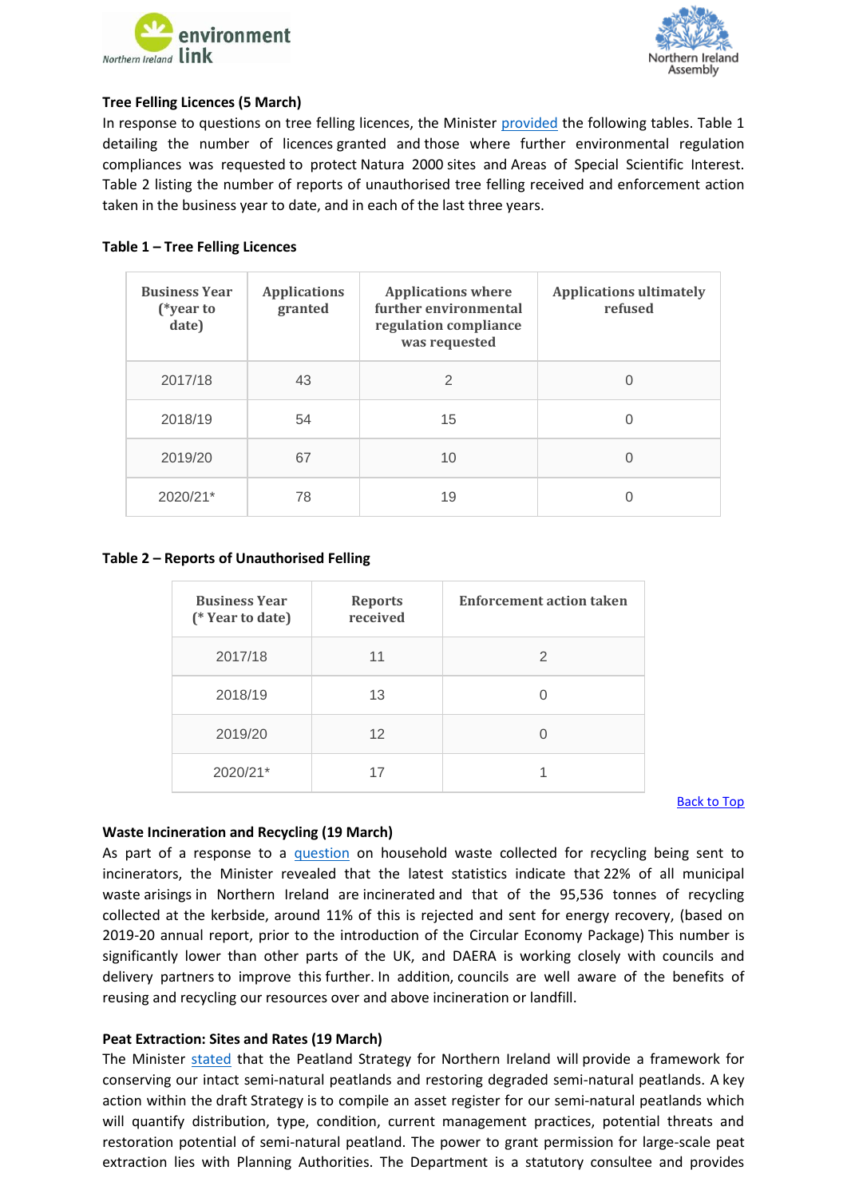**Tree Felling Licences (5 March)**

In response to questions on tree felling licences, the Minister [provided](#) the following tables. Table 1 detailing the number of licences granted and those where further environmental regulation compliances was requested to protect Natura 2000 sites and Areas of Special Scientific Interest. Table 2 listing the number of reports of unauthorised tree felling received and enforcement action taken in the business year to date, and in each of the last three years.

**Table 1 – Tree Felling Licences**

| Business Year (*year to date) | Applications granted | Applications where further environmental regulation compliance was requested | Applications ultimately refused |
|---|---|---|---|
| 2017/18 | 43 | 2 | 0 |
| 2018/19 | 54 | 15 | 0 |
| 2019/20 | 67 | 10 | 0 |
| 2020/21* | 78 | 19 | 0 |

**Table 2 – Reports of Unauthorised Felling**

| Business Year (* Year to date) | Reports received | Enforcement action taken |
|---|---|---|
| 2017/18 | 11 | 2 |
| 2018/19 | 13 | 0 |
| 2019/20 | 12 | 0 |
| 2020/21* | 17 | 1 |

[Back to Top](#)

**Waste Incineration and Recycling (19 March)**

As part of a response to a [question](#) on household waste collected for recycling being sent to incinerators, the Minister revealed that the latest statistics indicate that 22% of all municipal waste arisings in Northern Ireland are incinerated and that of the 95,536 tonnes of recycling collected at the kerbside, around 11% of this is rejected and sent for energy recovery, (based on 2019-20 annual report, prior to the introduction of the Circular Economy Package) This number is significantly lower than other parts of the UK, and DAERA is working closely with councils and delivery partners to improve this further. In addition, councils are well aware of the benefits of reusing and recycling our resources over and above incineration or landfill.

**Peat Extraction: Sites and Rates (19 March)**

The Minister [stated](#) that the Peatland Strategy for Northern Ireland will provide a framework for conserving our intact semi-natural peatlands and restoring degraded semi-natural peatlands. A key action within the draft Strategy is to compile an asset register for our semi-natural peatlands which will quantify distribution, type, condition, current management practices, potential threats and restoration potential of semi-natural peatland. The power to grant permission for large-scale peat extraction lies with Planning Authorities. The Department is a statutory consultee and provides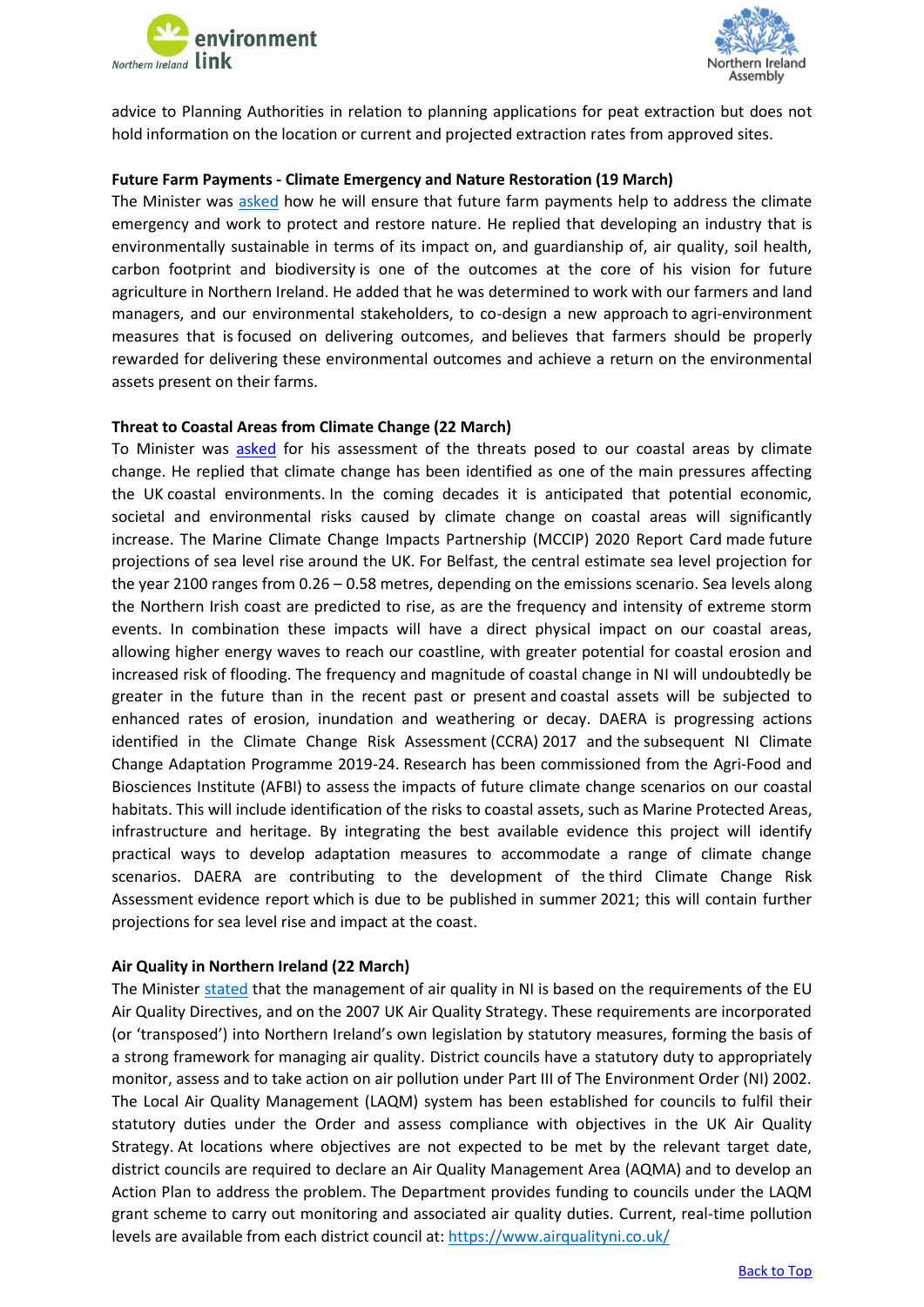advice to Planning Authorities in relation to planning applications for peat extraction but does not hold information on the location or current and projected extraction rates from approved sites.

**Future Farm Payments - Climate Emergency and Nature Restoration (19 March)**

The Minister was asked how he will ensure that future farm payments help to address the climate emergency and work to protect and restore nature. He replied that developing an industry that is environmentally sustainable in terms of its impact on, and guardianship of, air quality, soil health, carbon footprint and biodiversity is one of the outcomes at the core of his vision for future agriculture in Northern Ireland. He added that he was determined to work with our farmers and land managers, and our environmental stakeholders, to co-design a new approach to agri-environment measures that is focused on delivering outcomes, and believes that farmers should be properly rewarded for delivering these environmental outcomes and achieve a return on the environmental assets present on their farms.

**Threat to Coastal Areas from Climate Change (22 March)**

To Minister was asked for his assessment of the threats posed to our coastal areas by climate change. He replied that climate change has been identified as one of the main pressures affecting the UK coastal environments. In the coming decades it is anticipated that potential economic, societal and environmental risks caused by climate change on coastal areas will significantly increase. The Marine Climate Change Impacts Partnership (MCCIP) 2020 Report Card made future projections of sea level rise around the UK. For Belfast, the central estimate sea level projection for the year 2100 ranges from 0.26 – 0.58 metres, depending on the emissions scenario. Sea levels along the Northern Irish coast are predicted to rise, as are the frequency and intensity of extreme storm events. In combination these impacts will have a direct physical impact on our coastal areas, allowing higher energy waves to reach our coastline, with greater potential for coastal erosion and increased risk of flooding. The frequency and magnitude of coastal change in NI will undoubtedly be greater in the future than in the recent past or present and coastal assets will be subjected to enhanced rates of erosion, inundation and weathering or decay. DAERA is progressing actions identified in the Climate Change Risk Assessment (CCRA) 2017 and the subsequent NI Climate Change Adaptation Programme 2019-24. Research has been commissioned from the Agri-Food and Biosciences Institute (AFBI) to assess the impacts of future climate change scenarios on our coastal habitats. This will include identification of the risks to coastal assets, such as Marine Protected Areas, infrastructure and heritage. By integrating the best available evidence this project will identify practical ways to develop adaptation measures to accommodate a range of climate change scenarios. DAERA are contributing to the development of the third Climate Change Risk Assessment evidence report which is due to be published in summer 2021; this will contain further projections for sea level rise and impact at the coast.

**Air Quality in Northern Ireland (22 March)**

The Minister stated that the management of air quality in NI is based on the requirements of the EU Air Quality Directives, and on the 2007 UK Air Quality Strategy. These requirements are incorporated (or 'transposed') into Northern Ireland's own legislation by statutory measures, forming the basis of a strong framework for managing air quality. District councils have a statutory duty to appropriately monitor, assess and to take action on air pollution under Part III of The Environment Order (NI) 2002. The Local Air Quality Management (LAQM) system has been established for councils to fulfil their statutory duties under the Order and assess compliance with objectives in the UK Air Quality Strategy. At locations where objectives are not expected to be met by the relevant target date, district councils are required to declare an Air Quality Management Area (AQMA) and to develop an Action Plan to address the problem. The Department provides funding to councils under the LAQM grant scheme to carry out monitoring and associated air quality duties. Current, real-time pollution levels are available from each district council at: https://www.airqualityni.co.uk/

Back to Top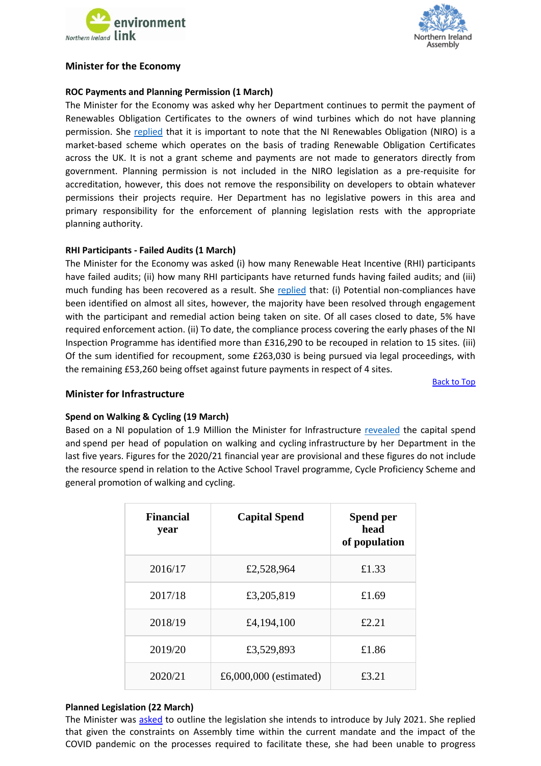## Minister for the Economy

**ROC Payments and Planning Permission (1 March)**

The Minister for the Economy was asked why her Department continues to permit the payment of Renewables Obligation Certificates to the owners of wind turbines which do not have planning permission. She replied that it is important to note that the NI Renewables Obligation (NIRO) is a market-based scheme which operates on the basis of trading Renewable Obligation Certificates across the UK. It is not a grant scheme and payments are not made to generators directly from government. Planning permission is not included in the NIRO legislation as a pre-requisite for accreditation, however, this does not remove the responsibility on developers to obtain whatever permissions their projects require. Her Department has no legislative powers in this area and primary responsibility for the enforcement of planning legislation rests with the appropriate planning authority.

**RHI Participants - Failed Audits (1 March)**

The Minister for the Economy was asked (i) how many Renewable Heat Incentive (RHI) participants have failed audits; (ii) how many RHI participants have returned funds having failed audits; and (iii) much funding has been recovered as a result. She replied that: (i) Potential non-compliances have been identified on almost all sites, however, the majority have been resolved through engagement with the participant and remedial action being taken on site. Of all cases closed to date, 5% have required enforcement action. (ii) To date, the compliance process covering the early phases of the NI Inspection Programme has identified more than £316,290 to be recouped in relation to 15 sites. (iii) Of the sum identified for recoupment, some £263,030 is being pursued via legal proceedings, with the remaining £53,260 being offset against future payments in respect of 4 sites.

Back to Top

## Minister for Infrastructure

**Spend on Walking & Cycling (19 March)**

Based on a NI population of 1.9 Million the Minister for Infrastructure revealed the capital spend and spend per head of population on walking and cycling infrastructure by her Department in the last five years. Figures for the 2020/21 financial year are provisional and these figures do not include the resource spend in relation to the Active School Travel programme, Cycle Proficiency Scheme and general promotion of walking and cycling.

| Financial year | Capital Spend | Spend per head of population |
|---|---|---|
| 2016/17 | £2,528,964 | £1.33 |
| 2017/18 | £3,205,819 | £1.69 |
| 2018/19 | £4,194,100 | £2.21 |
| 2019/20 | £3,529,893 | £1.86 |
| 2020/21 | £6,000,000 (estimated) | £3.21 |

**Planned Legislation (22 March)**

The Minister was asked to outline the legislation she intends to introduce by July 2021. She replied that given the constraints on Assembly time within the current mandate and the impact of the COVID pandemic on the processes required to facilitate these, she had been unable to progress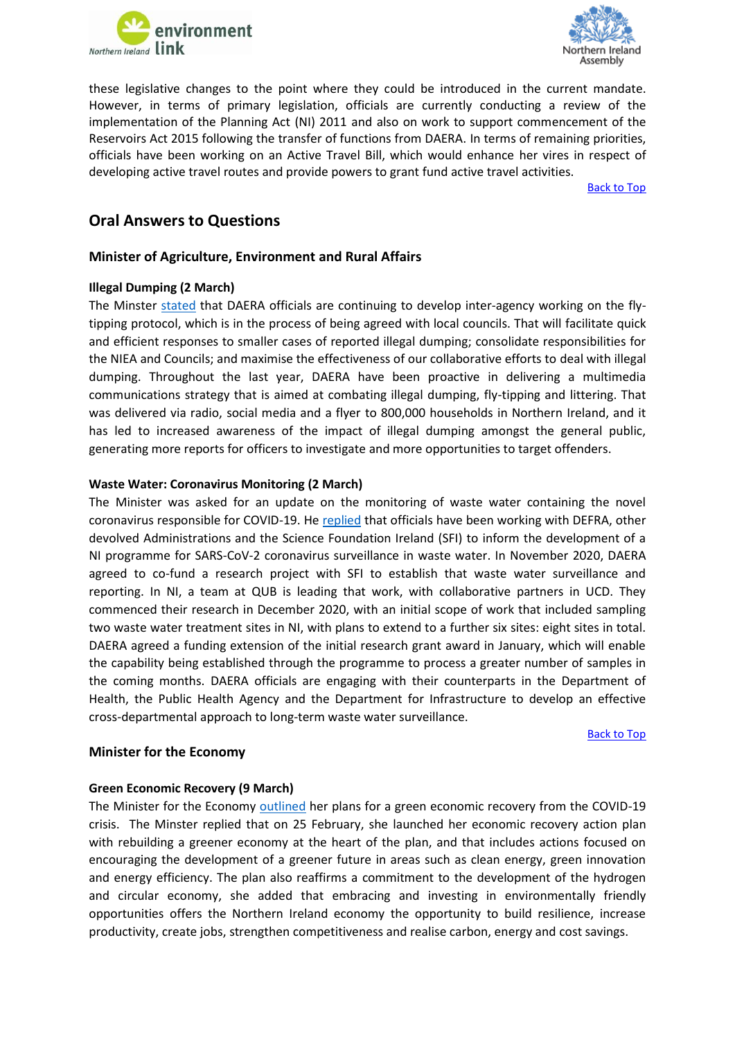these legislative changes to the point where they could be introduced in the current mandate. However, in terms of primary legislation, officials are currently conducting a review of the implementation of the Planning Act (NI) 2011 and also on work to support commencement of the Reservoirs Act 2015 following the transfer of functions from DAERA. In terms of remaining priorities, officials have been working on an Active Travel Bill, which would enhance her vires in respect of developing active travel routes and provide powers to grant fund active travel activities.

Back to Top

## Oral Answers to Questions

### Minister of Agriculture, Environment and Rural Affairs

**Illegal Dumping (2 March)**

The Minster stated that DAERA officials are continuing to develop inter-agency working on the fly-tipping protocol, which is in the process of being agreed with local councils. That will facilitate quick and efficient responses to smaller cases of reported illegal dumping; consolidate responsibilities for the NIEA and Councils; and maximise the effectiveness of our collaborative efforts to deal with illegal dumping. Throughout the last year, DAERA have been proactive in delivering a multimedia communications strategy that is aimed at combating illegal dumping, fly-tipping and littering. That was delivered via radio, social media and a flyer to 800,000 households in Northern Ireland, and it has led to increased awareness of the impact of illegal dumping amongst the general public, generating more reports for officers to investigate and more opportunities to target offenders.

**Waste Water: Coronavirus Monitoring (2 March)**

The Minister was asked for an update on the monitoring of waste water containing the novel coronavirus responsible for COVID-19. He replied that officials have been working with DEFRA, other devolved Administrations and the Science Foundation Ireland (SFI) to inform the development of a NI programme for SARS-CoV-2 coronavirus surveillance in waste water. In November 2020, DAERA agreed to co-fund a research project with SFI to establish that waste water surveillance and reporting. In NI, a team at QUB is leading that work, with collaborative partners in UCD. They commenced their research in December 2020, with an initial scope of work that included sampling two waste water treatment sites in NI, with plans to extend to a further six sites: eight sites in total. DAERA agreed a funding extension of the initial research grant award in January, which will enable the capability being established through the programme to process a greater number of samples in the coming months. DAERA officials are engaging with their counterparts in the Department of Health, the Public Health Agency and the Department for Infrastructure to develop an effective cross-departmental approach to long-term waste water surveillance.

Back to Top

### Minister for the Economy

**Green Economic Recovery (9 March)**

The Minister for the Economy outlined her plans for a green economic recovery from the COVID-19 crisis. The Minster replied that on 25 February, she launched her economic recovery action plan with rebuilding a greener economy at the heart of the plan, and that includes actions focused on encouraging the development of a greener future in areas such as clean energy, green innovation and energy efficiency. The plan also reaffirms a commitment to the development of the hydrogen and circular economy, she added that embracing and investing in environmentally friendly opportunities offers the Northern Ireland economy the opportunity to build resilience, increase productivity, create jobs, strengthen competitiveness and realise carbon, energy and cost savings.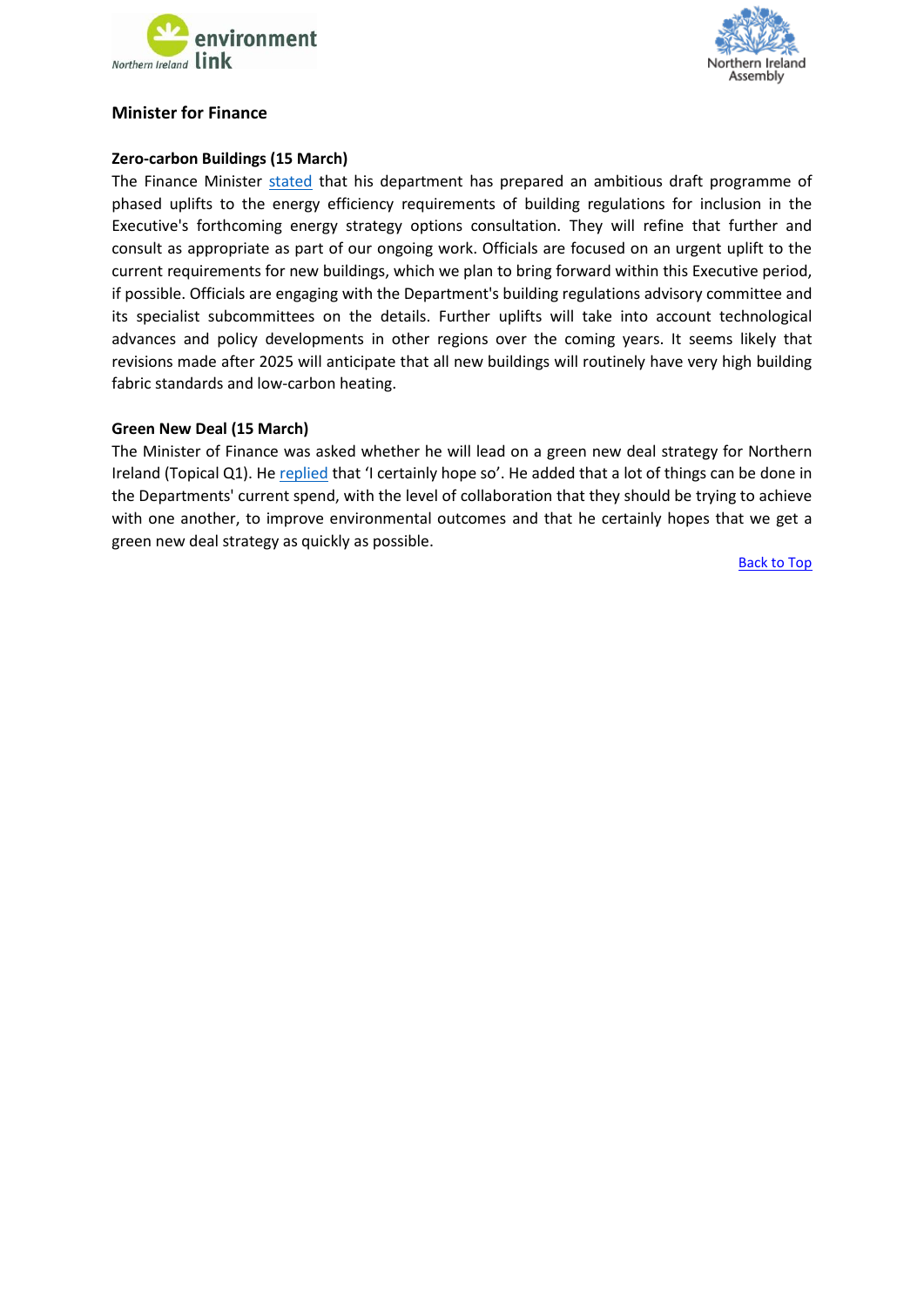## Minister for Finance

### Zero-carbon Buildings (15 March)

The Finance Minister stated that his department has prepared an ambitious draft programme of phased uplifts to the energy efficiency requirements of building regulations for inclusion in the Executive's forthcoming energy strategy options consultation. They will refine that further and consult as appropriate as part of our ongoing work. Officials are focused on an urgent uplift to the current requirements for new buildings, which we plan to bring forward within this Executive period, if possible. Officials are engaging with the Department's building regulations advisory committee and its specialist subcommittees on the details. Further uplifts will take into account technological advances and policy developments in other regions over the coming years. It seems likely that revisions made after 2025 will anticipate that all new buildings will routinely have very high building fabric standards and low-carbon heating.

### Green New Deal (15 March)

The Minister of Finance was asked whether he will lead on a green new deal strategy for Northern Ireland (Topical Q1). He replied that 'I certainly hope so'. He added that a lot of things can be done in the Departments' current spend, with the level of collaboration that they should be trying to achieve with one another, to improve environmental outcomes and that he certainly hopes that we get a green new deal strategy as quickly as possible.

Back to Top